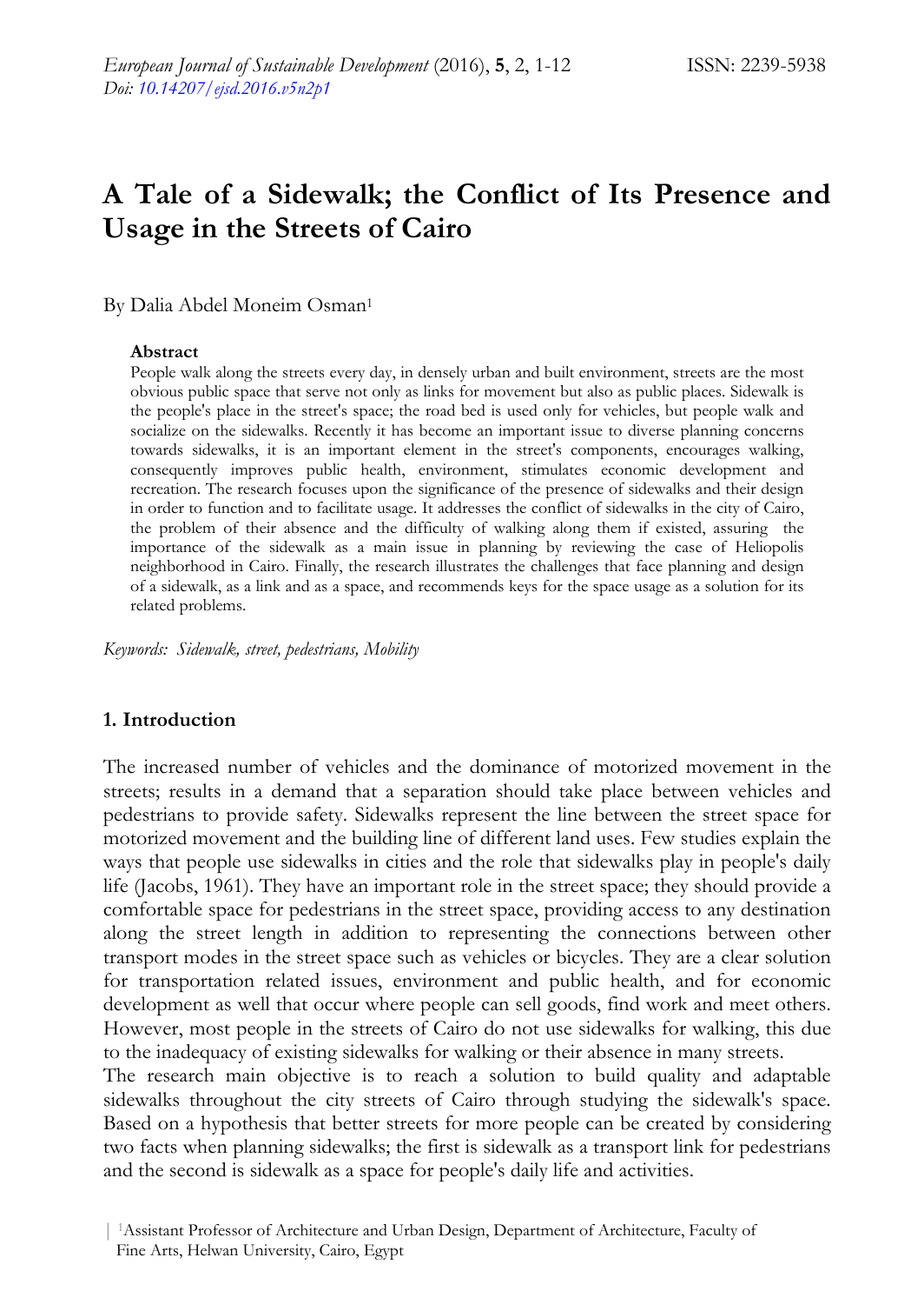# A Tale of a Sidewalk; the Conflict of Its Presence and Usage in the Streets of Cairo

By Dalia Abdel Moneim Osman[1]

**Abstract**

People walk along the streets every day, in densely urban and built environment, streets are the most obvious public space that serve not only as links for movement but also as public places. Sidewalk is the people's place in the street's space; the road bed is used only for vehicles, but people walk and socialize on the sidewalks. Recently it has become an important issue to diverse planning concerns towards sidewalks, it is an important element in the street's components, encourages walking, consequently improves public health, environment, stimulates economic development and recreation. The research focuses upon the significance of the presence of sidewalks and their design in order to function and to facilitate usage. It addresses the conflict of sidewalks in the city of Cairo, the problem of their absence and the difficulty of walking along them if existed, assuring the importance of the sidewalk as a main issue in planning by reviewing the case of Heliopolis neighborhood in Cairo. Finally, the research illustrates the challenges that face planning and design of a sidewalk, as a link and as a space, and recommends keys for the space usage as a solution for its related problems.

*Keywords: Sidewalk, street, pedestrians, Mobility*

## 1. Introduction

The increased number of vehicles and the dominance of motorized movement in the streets; results in a demand that a separation should take place between vehicles and pedestrians to provide safety. Sidewalks represent the line between the street space for motorized movement and the building line of different land uses. Few studies explain the ways that people use sidewalks in cities and the role that sidewalks play in people's daily life (Jacobs, 1961). They have an important role in the street space; they should provide a comfortable space for pedestrians in the street space, providing access to any destination along the street length in addition to representing the connections between other transport modes in the street space such as vehicles or bicycles. They are a clear solution for transportation related issues, environment and public health, and for economic development as well that occur where people can sell goods, find work and meet others. However, most people in the streets of Cairo do not use sidewalks for walking, this due to the inadequacy of existing sidewalks for walking or their absence in many streets.

The research main objective is to reach a solution to build quality and adaptable sidewalks throughout the city streets of Cairo through studying the sidewalk's space. Based on a hypothesis that better streets for more people can be created by considering two facts when planning sidewalks; the first is sidewalk as a transport link for pedestrians and the second is sidewalk as a space for people's daily life and activities.

[1]Assistant Professor of Architecture and Urban Design, Department of Architecture, Faculty of Fine Arts, Helwan University, Cairo, Egypt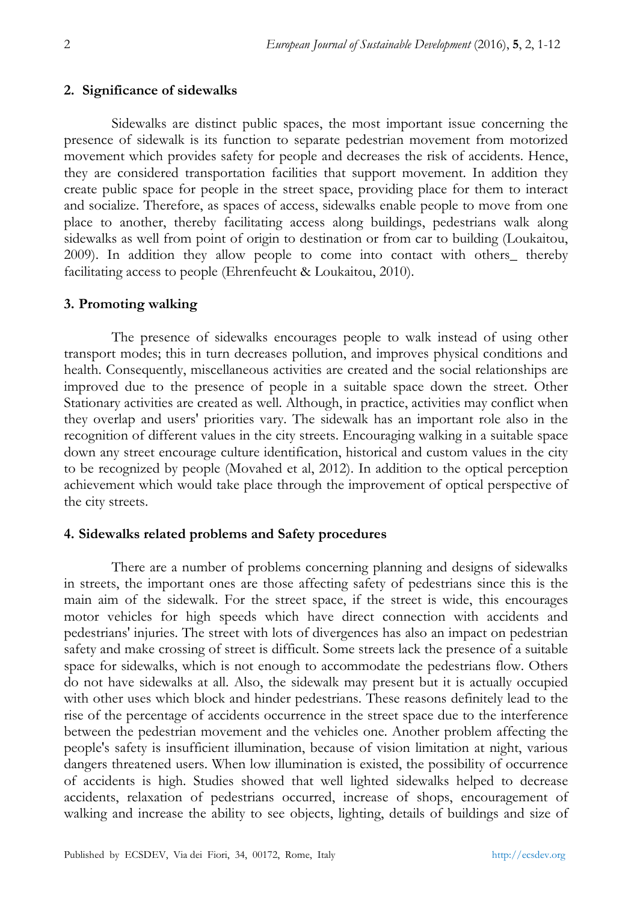## 2. Significance of sidewalks

Sidewalks are distinct public spaces, the most important issue concerning the presence of sidewalk is its function to separate pedestrian movement from motorized movement which provides safety for people and decreases the risk of accidents. Hence, they are considered transportation facilities that support movement. In addition they create public space for people in the street space, providing place for them to interact and socialize. Therefore, as spaces of access, sidewalks enable people to move from one place to another, thereby facilitating access along buildings, pedestrians walk along sidewalks as well from point of origin to destination or from car to building (Loukaitou, 2009). In addition they allow people to come into contact with others_ thereby facilitating access to people (Ehrenfeucht & Loukaitou, 2010).

## 3. Promoting walking

The presence of sidewalks encourages people to walk instead of using other transport modes; this in turn decreases pollution, and improves physical conditions and health. Consequently, miscellaneous activities are created and the social relationships are improved due to the presence of people in a suitable space down the street. Other Stationary activities are created as well. Although, in practice, activities may conflict when they overlap and users' priorities vary. The sidewalk has an important role also in the recognition of different values in the city streets. Encouraging walking in a suitable space down any street encourage culture identification, historical and custom values in the city to be recognized by people (Movahed et al, 2012). In addition to the optical perception achievement which would take place through the improvement of optical perspective of the city streets.

## 4. Sidewalks related problems and Safety procedures

There are a number of problems concerning planning and designs of sidewalks in streets, the important ones are those affecting safety of pedestrians since this is the main aim of the sidewalk. For the street space, if the street is wide, this encourages motor vehicles for high speeds which have direct connection with accidents and pedestrians' injuries. The street with lots of divergences has also an impact on pedestrian safety and make crossing of street is difficult. Some streets lack the presence of a suitable space for sidewalks, which is not enough to accommodate the pedestrians flow. Others do not have sidewalks at all. Also, the sidewalk may present but it is actually occupied with other uses which block and hinder pedestrians. These reasons definitely lead to the rise of the percentage of accidents occurrence in the street space due to the interference between the pedestrian movement and the vehicles one. Another problem affecting the people's safety is insufficient illumination, because of vision limitation at night, various dangers threatened users. When low illumination is existed, the possibility of occurrence of accidents is high. Studies showed that well lighted sidewalks helped to decrease accidents, relaxation of pedestrians occurred, increase of shops, encouragement of walking and increase the ability to see objects, lighting, details of buildings and size of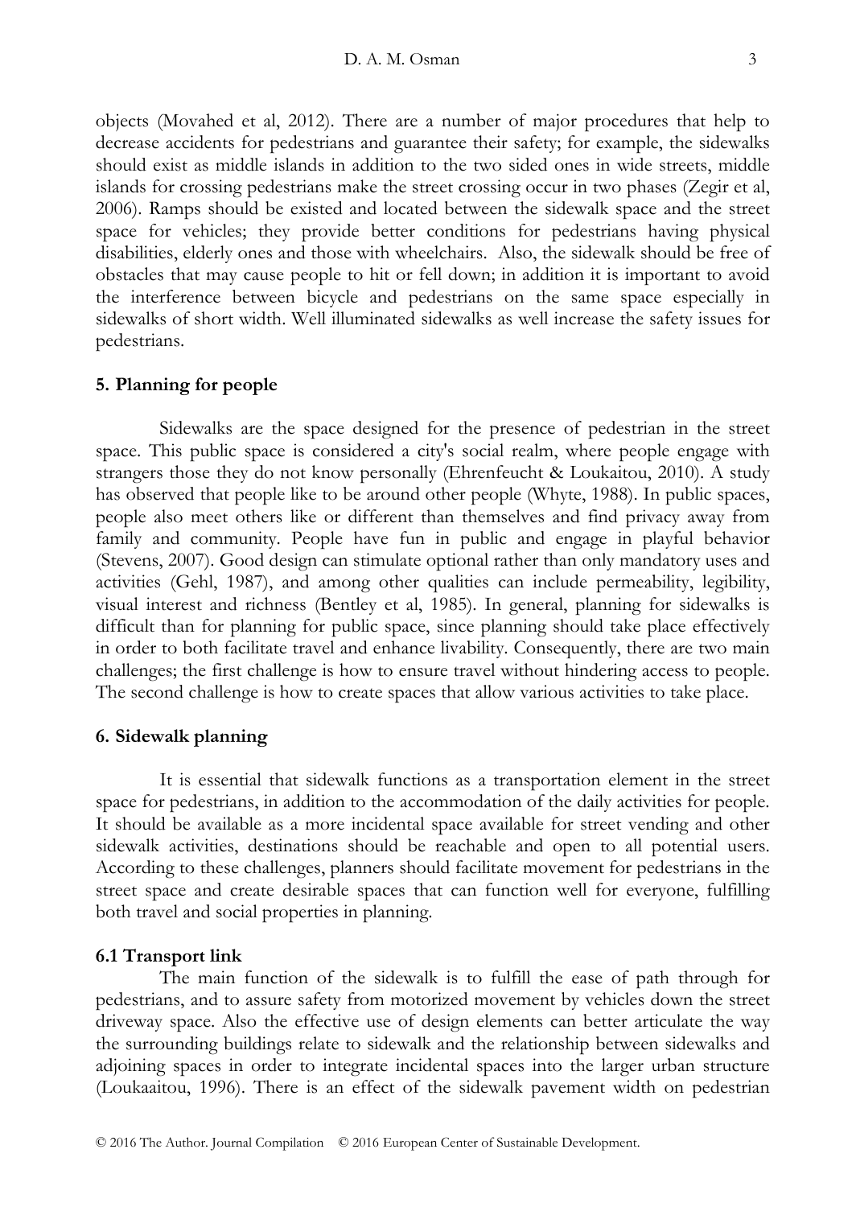objects (Movahed et al, 2012). There are a number of major procedures that help to decrease accidents for pedestrians and guarantee their safety; for example, the sidewalks should exist as middle islands in addition to the two sided ones in wide streets, middle islands for crossing pedestrians make the street crossing occur in two phases (Zegir et al, 2006). Ramps should be existed and located between the sidewalk space and the street space for vehicles; they provide better conditions for pedestrians having physical disabilities, elderly ones and those with wheelchairs. Also, the sidewalk should be free of obstacles that may cause people to hit or fell down; in addition it is important to avoid the interference between bicycle and pedestrians on the same space especially in sidewalks of short width. Well illuminated sidewalks as well increase the safety issues for pedestrians.

## 5. Planning for people

Sidewalks are the space designed for the presence of pedestrian in the street space. This public space is considered a city's social realm, where people engage with strangers those they do not know personally (Ehrenfeucht & Loukaitou, 2010). A study has observed that people like to be around other people (Whyte, 1988). In public spaces, people also meet others like or different than themselves and find privacy away from family and community. People have fun in public and engage in playful behavior (Stevens, 2007). Good design can stimulate optional rather than only mandatory uses and activities (Gehl, 1987), and among other qualities can include permeability, legibility, visual interest and richness (Bentley et al, 1985). In general, planning for sidewalks is difficult than for planning for public space, since planning should take place effectively in order to both facilitate travel and enhance livability. Consequently, there are two main challenges; the first challenge is how to ensure travel without hindering access to people. The second challenge is how to create spaces that allow various activities to take place.

## 6. Sidewalk planning

It is essential that sidewalk functions as a transportation element in the street space for pedestrians, in addition to the accommodation of the daily activities for people. It should be available as a more incidental space available for street vending and other sidewalk activities, destinations should be reachable and open to all potential users. According to these challenges, planners should facilitate movement for pedestrians in the street space and create desirable spaces that can function well for everyone, fulfilling both travel and social properties in planning.

### 6.1 Transport link

The main function of the sidewalk is to fulfill the ease of path through for pedestrians, and to assure safety from motorized movement by vehicles down the street driveway space. Also the effective use of design elements can better articulate the way the surrounding buildings relate to sidewalk and the relationship between sidewalks and adjoining spaces in order to integrate incidental spaces into the larger urban structure (Loukaaitou, 1996). There is an effect of the sidewalk pavement width on pedestrian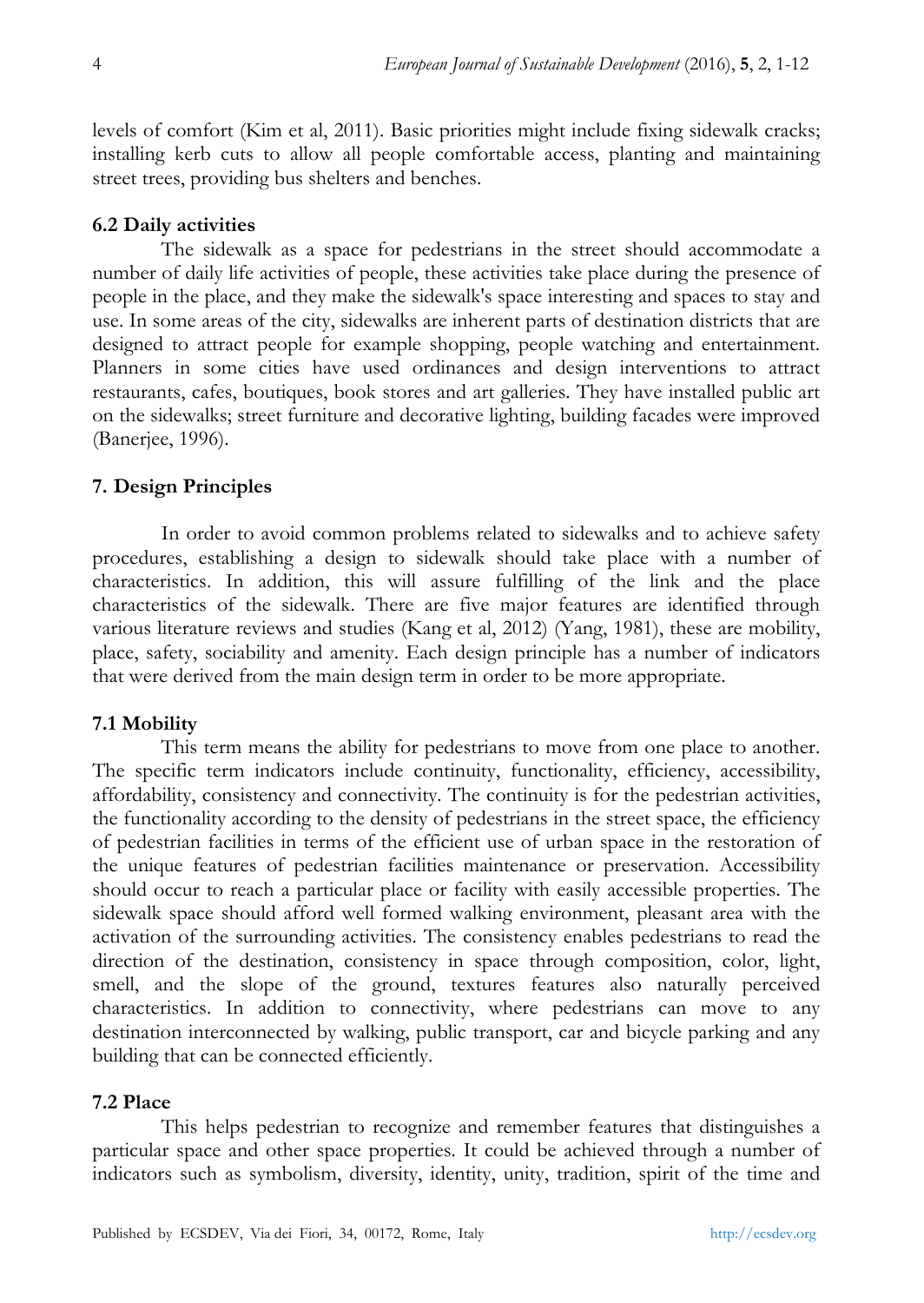levels of comfort (Kim et al, 2011). Basic priorities might include fixing sidewalk cracks; installing kerb cuts to allow all people comfortable access, planting and maintaining street trees, providing bus shelters and benches.

### 6.2 Daily activities

The sidewalk as a space for pedestrians in the street should accommodate a number of daily life activities of people, these activities take place during the presence of people in the place, and they make the sidewalk's space interesting and spaces to stay and use. In some areas of the city, sidewalks are inherent parts of destination districts that are designed to attract people for example shopping, people watching and entertainment. Planners in some cities have used ordinances and design interventions to attract restaurants, cafes, boutiques, book stores and art galleries. They have installed public art on the sidewalks; street furniture and decorative lighting, building facades were improved (Banerjee, 1996).

## 7. Design Principles

In order to avoid common problems related to sidewalks and to achieve safety procedures, establishing a design to sidewalk should take place with a number of characteristics. In addition, this will assure fulfilling of the link and the place characteristics of the sidewalk. There are five major features are identified through various literature reviews and studies (Kang et al, 2012) (Yang, 1981), these are mobility, place, safety, sociability and amenity. Each design principle has a number of indicators that were derived from the main design term in order to be more appropriate.

### 7.1 Mobility

This term means the ability for pedestrians to move from one place to another. The specific term indicators include continuity, functionality, efficiency, accessibility, affordability, consistency and connectivity. The continuity is for the pedestrian activities, the functionality according to the density of pedestrians in the street space, the efficiency of pedestrian facilities in terms of the efficient use of urban space in the restoration of the unique features of pedestrian facilities maintenance or preservation. Accessibility should occur to reach a particular place or facility with easily accessible properties. The sidewalk space should afford well formed walking environment, pleasant area with the activation of the surrounding activities. The consistency enables pedestrians to read the direction of the destination, consistency in space through composition, color, light, smell, and the slope of the ground, textures features also naturally perceived characteristics. In addition to connectivity, where pedestrians can move to any destination interconnected by walking, public transport, car and bicycle parking and any building that can be connected efficiently.

### 7.2 Place

This helps pedestrian to recognize and remember features that distinguishes a particular space and other space properties. It could be achieved through a number of indicators such as symbolism, diversity, identity, unity, tradition, spirit of the time and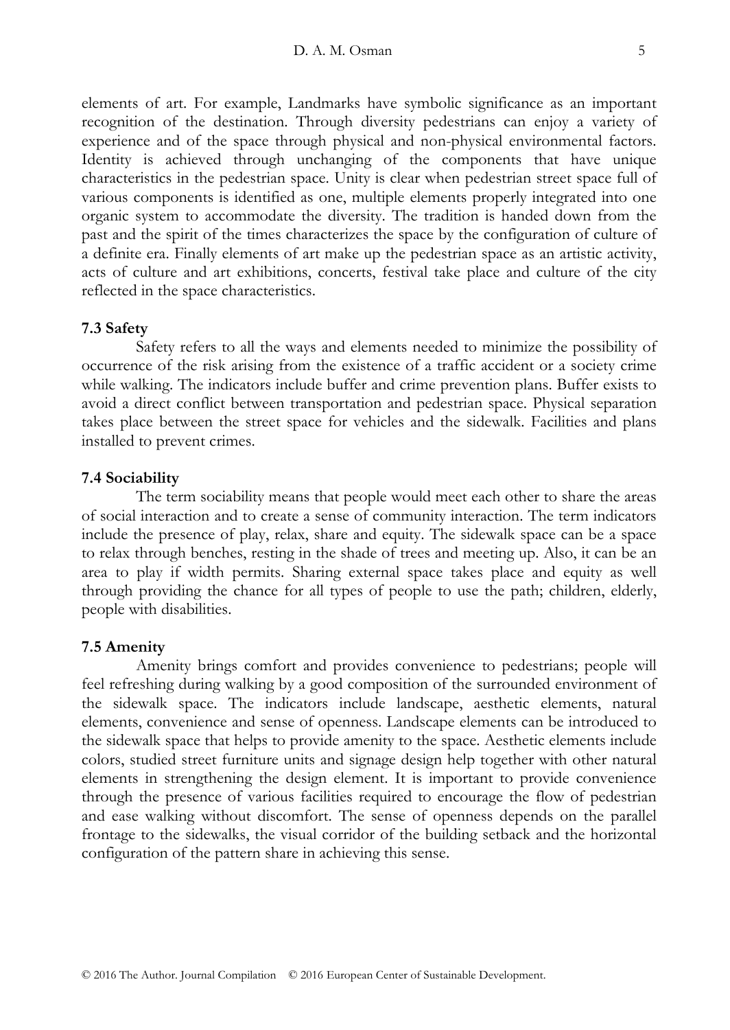elements of art. For example, Landmarks have symbolic significance as an important recognition of the destination. Through diversity pedestrians can enjoy a variety of experience and of the space through physical and non-physical environmental factors. Identity is achieved through unchanging of the components that have unique characteristics in the pedestrian space. Unity is clear when pedestrian street space full of various components is identified as one, multiple elements properly integrated into one organic system to accommodate the diversity. The tradition is handed down from the past and the spirit of the times characterizes the space by the configuration of culture of a definite era. Finally elements of art make up the pedestrian space as an artistic activity, acts of culture and art exhibitions, concerts, festival take place and culture of the city reflected in the space characteristics.

### 7.3 Safety

Safety refers to all the ways and elements needed to minimize the possibility of occurrence of the risk arising from the existence of a traffic accident or a society crime while walking. The indicators include buffer and crime prevention plans. Buffer exists to avoid a direct conflict between transportation and pedestrian space. Physical separation takes place between the street space for vehicles and the sidewalk. Facilities and plans installed to prevent crimes.

### 7.4 Sociability

The term sociability means that people would meet each other to share the areas of social interaction and to create a sense of community interaction. The term indicators include the presence of play, relax, share and equity. The sidewalk space can be a space to relax through benches, resting in the shade of trees and meeting up. Also, it can be an area to play if width permits. Sharing external space takes place and equity as well through providing the chance for all types of people to use the path; children, elderly, people with disabilities.

### 7.5 Amenity

Amenity brings comfort and provides convenience to pedestrians; people will feel refreshing during walking by a good composition of the surrounded environment of the sidewalk space. The indicators include landscape, aesthetic elements, natural elements, convenience and sense of openness. Landscape elements can be introduced to the sidewalk space that helps to provide amenity to the space. Aesthetic elements include colors, studied street furniture units and signage design help together with other natural elements in strengthening the design element. It is important to provide convenience through the presence of various facilities required to encourage the flow of pedestrian and ease walking without discomfort. The sense of openness depends on the parallel frontage to the sidewalks, the visual corridor of the building setback and the horizontal configuration of the pattern share in achieving this sense.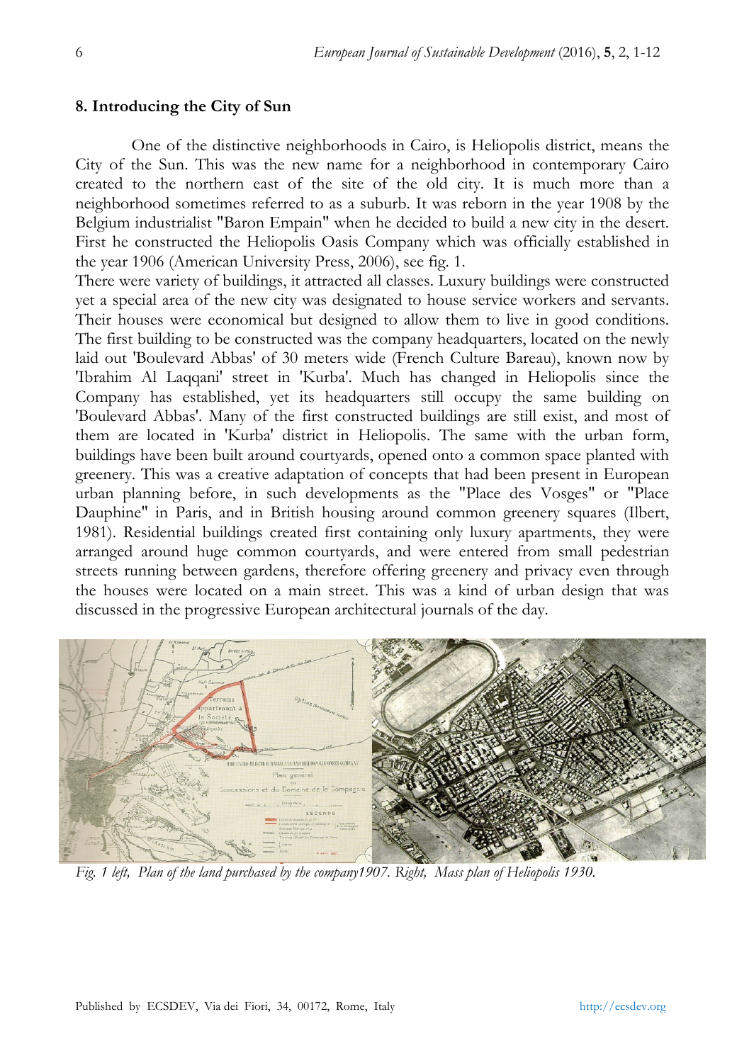## 8. Introducing the City of Sun

One of the distinctive neighborhoods in Cairo, is Heliopolis district, means the City of the Sun. This was the new name for a neighborhood in contemporary Cairo created to the northern east of the site of the old city. It is much more than a neighborhood sometimes referred to as a suburb. It was reborn in the year 1908 by the Belgium industrialist "Baron Empain" when he decided to build a new city in the desert. First he constructed the Heliopolis Oasis Company which was officially established in the year 1906 (American University Press, 2006), see fig. 1.

There were variety of buildings, it attracted all classes. Luxury buildings were constructed yet a special area of the new city was designated to house service workers and servants. Their houses were economical but designed to allow them to live in good conditions. The first building to be constructed was the company headquarters, located on the newly laid out 'Boulevard Abbas' of 30 meters wide (French Culture Bareau), known now by 'Ibrahim Al Laqqani' street in 'Kurba'. Much has changed in Heliopolis since the Company has established, yet its headquarters still occupy the same building on 'Boulevard Abbas'. Many of the first constructed buildings are still exist, and most of them are located in 'Kurba' district in Heliopolis. The same with the urban form, buildings have been built around courtyards, opened onto a common space planted with greenery. This was a creative adaptation of concepts that had been present in European urban planning before, in such developments as the "Place des Vosges" or "Place Dauphine" in Paris, and in British housing around common greenery squares (Ilbert, 1981). Residential buildings created first containing only luxury apartments, they were arranged around huge common courtyards, and were entered from small pedestrian streets running between gardens, therefore offering greenery and privacy even through the houses were located on a main street. This was a kind of urban design that was discussed in the progressive European architectural journals of the day.

*Fig. 1 left, Plan of the land purchased by the company1907. Right, Mass plan of Heliopolis 1930.*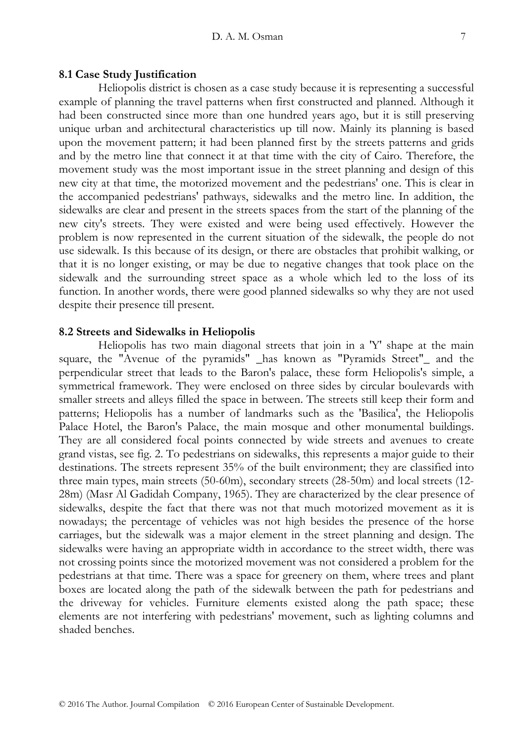### 8.1 Case Study Justification

Heliopolis district is chosen as a case study because it is representing a successful example of planning the travel patterns when first constructed and planned. Although it had been constructed since more than one hundred years ago, but it is still preserving unique urban and architectural characteristics up till now. Mainly its planning is based upon the movement pattern; it had been planned first by the streets patterns and grids and by the metro line that connect it at that time with the city of Cairo. Therefore, the movement study was the most important issue in the street planning and design of this new city at that time, the motorized movement and the pedestrians' one. This is clear in the accompanied pedestrians' pathways, sidewalks and the metro line. In addition, the sidewalks are clear and present in the streets spaces from the start of the planning of the new city's streets. They were existed and were being used effectively. However the problem is now represented in the current situation of the sidewalk, the people do not use sidewalk. Is this because of its design, or there are obstacles that prohibit walking, or that it is no longer existing, or may be due to negative changes that took place on the sidewalk and the surrounding street space as a whole which led to the loss of its function. In another words, there were good planned sidewalks so why they are not used despite their presence till present.

### 8.2 Streets and Sidewalks in Heliopolis

Heliopolis has two main diagonal streets that join in a 'Y' shape at the main square, the "Avenue of the pyramids" _has known as "Pyramids Street"_ and the perpendicular street that leads to the Baron's palace, these form Heliopolis's simple, a symmetrical framework. They were enclosed on three sides by circular boulevards with smaller streets and alleys filled the space in between. The streets still keep their form and patterns; Heliopolis has a number of landmarks such as the 'Basilica', the Heliopolis Palace Hotel, the Baron's Palace, the main mosque and other monumental buildings. They are all considered focal points connected by wide streets and avenues to create grand vistas, see fig. 2. To pedestrians on sidewalks, this represents a major guide to their destinations. The streets represent 35% of the built environment; they are classified into three main types, main streets (50-60m), secondary streets (28-50m) and local streets (12-28m) (Masr Al Gadidah Company, 1965). They are characterized by the clear presence of sidewalks, despite the fact that there was not that much motorized movement as it is nowadays; the percentage of vehicles was not high besides the presence of the horse carriages, but the sidewalk was a major element in the street planning and design. The sidewalks were having an appropriate width in accordance to the street width, there was not crossing points since the motorized movement was not considered a problem for the pedestrians at that time. There was a space for greenery on them, where trees and plant boxes are located along the path of the sidewalk between the path for pedestrians and the driveway for vehicles. Furniture elements existed along the path space; these elements are not interfering with pedestrians' movement, such as lighting columns and shaded benches.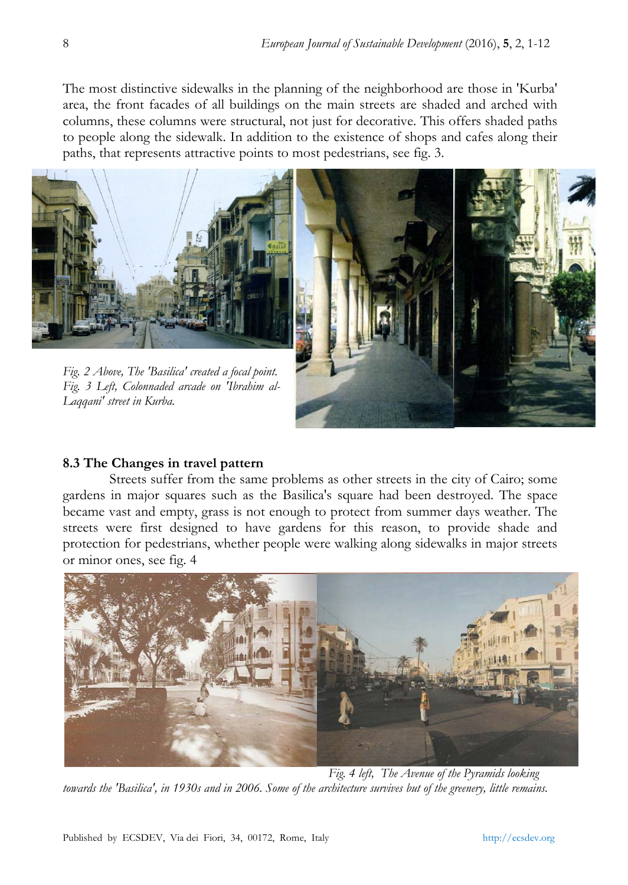The most distinctive sidewalks in the planning of the neighborhood are those in 'Kurba' area, the front facades of all buildings on the main streets are shaded and arched with columns, these columns were structural, not just for decorative. This offers shaded paths to people along the sidewalk. In addition to the existence of shops and cafes along their paths, that represents attractive points to most pedestrians, see fig. 3.

*Fig. 2 Above, The 'Basilica' created a focal point.*
*Fig. 3 Left, Colonnaded arcade on 'Ibrahim al-Laqqani' street in Kurba.*

### 8.3 The Changes in travel pattern

Streets suffer from the same problems as other streets in the city of Cairo; some gardens in major squares such as the Basilica's square had been destroyed. The space became vast and empty, grass is not enough to protect from summer days weather. The streets were first designed to have gardens for this reason, to provide shade and protection for pedestrians, whether people were walking along sidewalks in major streets or minor ones, see fig. 4

*Fig. 4 left, The Avenue of the Pyramids looking towards the 'Basilica', in 1930s and in 2006. Some of the architecture survives but of the greenery, little remains.*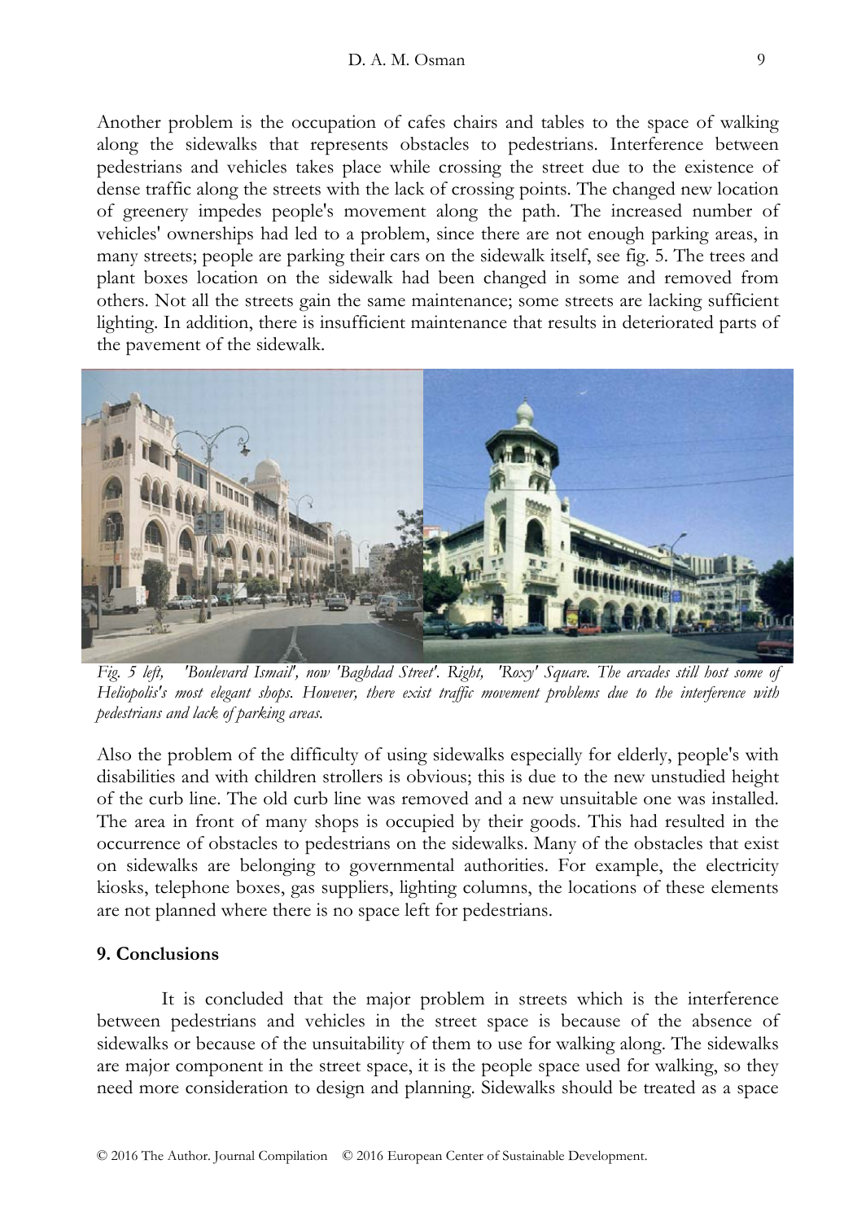Another problem is the occupation of cafes chairs and tables to the space of walking along the sidewalks that represents obstacles to pedestrians. Interference between pedestrians and vehicles takes place while crossing the street due to the existence of dense traffic along the streets with the lack of crossing points. The changed new location of greenery impedes people's movement along the path. The increased number of vehicles' ownerships had led to a problem, since there are not enough parking areas, in many streets; people are parking their cars on the sidewalk itself, see fig. 5. The trees and plant boxes location on the sidewalk had been changed in some and removed from others. Not all the streets gain the same maintenance; some streets are lacking sufficient lighting. In addition, there is insufficient maintenance that results in deteriorated parts of the pavement of the sidewalk.

*Fig. 5 left, 'Boulevard Ismail', now 'Baghdad Street'. Right, 'Roxy' Square. The arcades still host some of Heliopolis's most elegant shops. However, there exist traffic movement problems due to the interference with pedestrians and lack of parking areas.*

Also the problem of the difficulty of using sidewalks especially for elderly, people's with disabilities and with children strollers is obvious; this is due to the new unstudied height of the curb line. The old curb line was removed and a new unsuitable one was installed. The area in front of many shops is occupied by their goods. This had resulted in the occurrence of obstacles to pedestrians on the sidewalks. Many of the obstacles that exist on sidewalks are belonging to governmental authorities. For example, the electricity kiosks, telephone boxes, gas suppliers, lighting columns, the locations of these elements are not planned where there is no space left for pedestrians.

## 9. Conclusions

It is concluded that the major problem in streets which is the interference between pedestrians and vehicles in the street space is because of the absence of sidewalks or because of the unsuitability of them to use for walking along. The sidewalks are major component in the street space, it is the people space used for walking, so they need more consideration to design and planning. Sidewalks should be treated as a space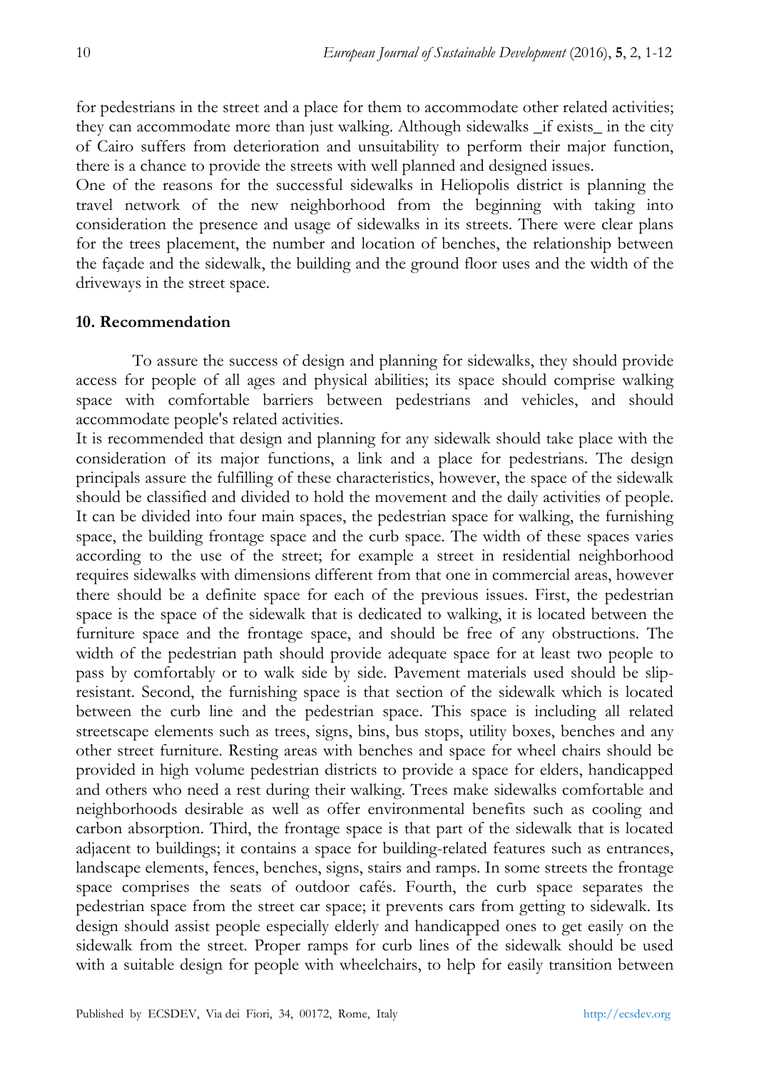for pedestrians in the street and a place for them to accommodate other related activities; they can accommodate more than just walking. Although sidewalks _if exists_ in the city of Cairo suffers from deterioration and unsuitability to perform their major function, there is a chance to provide the streets with well planned and designed issues.

One of the reasons for the successful sidewalks in Heliopolis district is planning the travel network of the new neighborhood from the beginning with taking into consideration the presence and usage of sidewalks in its streets. There were clear plans for the trees placement, the number and location of benches, the relationship between the façade and the sidewalk, the building and the ground floor uses and the width of the driveways in the street space.

## 10. Recommendation

To assure the success of design and planning for sidewalks, they should provide access for people of all ages and physical abilities; its space should comprise walking space with comfortable barriers between pedestrians and vehicles, and should accommodate people's related activities.

It is recommended that design and planning for any sidewalk should take place with the consideration of its major functions, a link and a place for pedestrians. The design principals assure the fulfilling of these characteristics, however, the space of the sidewalk should be classified and divided to hold the movement and the daily activities of people. It can be divided into four main spaces, the pedestrian space for walking, the furnishing space, the building frontage space and the curb space. The width of these spaces varies according to the use of the street; for example a street in residential neighborhood requires sidewalks with dimensions different from that one in commercial areas, however there should be a definite space for each of the previous issues. First, the pedestrian space is the space of the sidewalk that is dedicated to walking, it is located between the furniture space and the frontage space, and should be free of any obstructions. The width of the pedestrian path should provide adequate space for at least two people to pass by comfortably or to walk side by side. Pavement materials used should be slip-resistant. Second, the furnishing space is that section of the sidewalk which is located between the curb line and the pedestrian space. This space is including all related streetscape elements such as trees, signs, bins, bus stops, utility boxes, benches and any other street furniture. Resting areas with benches and space for wheel chairs should be provided in high volume pedestrian districts to provide a space for elders, handicapped and others who need a rest during their walking. Trees make sidewalks comfortable and neighborhoods desirable as well as offer environmental benefits such as cooling and carbon absorption. Third, the frontage space is that part of the sidewalk that is located adjacent to buildings; it contains a space for building-related features such as entrances, landscape elements, fences, benches, signs, stairs and ramps. In some streets the frontage space comprises the seats of outdoor cafés. Fourth, the curb space separates the pedestrian space from the street car space; it prevents cars from getting to sidewalk. Its design should assist people especially elderly and handicapped ones to get easily on the sidewalk from the street. Proper ramps for curb lines of the sidewalk should be used with a suitable design for people with wheelchairs, to help for easily transition between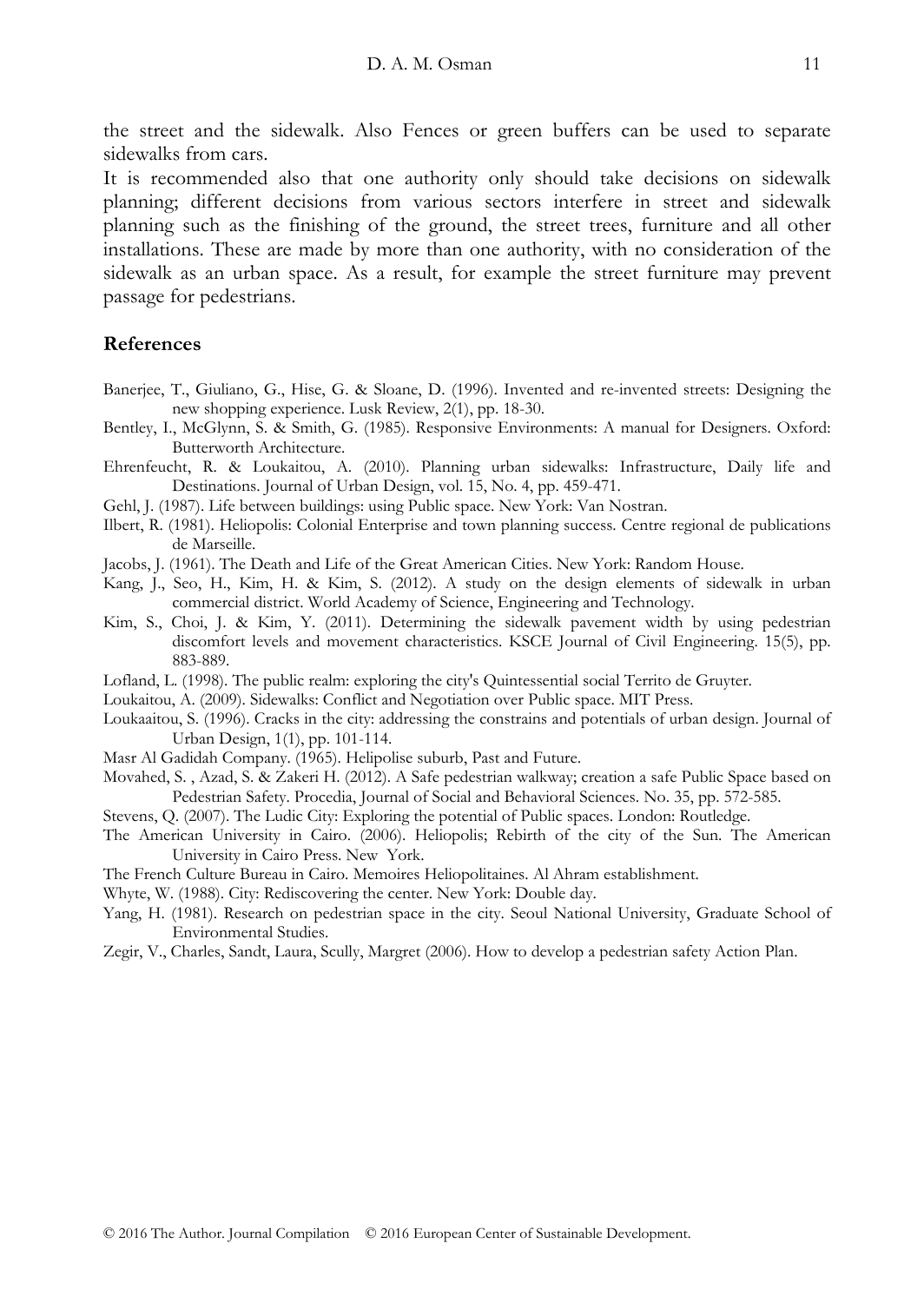the street and the sidewalk. Also Fences or green buffers can be used to separate sidewalks from cars.

It is recommended also that one authority only should take decisions on sidewalk planning; different decisions from various sectors interfere in street and sidewalk planning such as the finishing of the ground, the street trees, furniture and all other installations. These are made by more than one authority, with no consideration of the sidewalk as an urban space. As a result, for example the street furniture may prevent passage for pedestrians.

## References

Banerjee, T., Giuliano, G., Hise, G. & Sloane, D. (1996). Invented and re-invented streets: Designing the new shopping experience. Lusk Review, 2(1), pp. 18-30.

Bentley, I., McGlynn, S. & Smith, G. (1985). Responsive Environments: A manual for Designers. Oxford: Butterworth Architecture.

Ehrenfeucht, R. & Loukaitou, A. (2010). Planning urban sidewalks: Infrastructure, Daily life and Destinations. Journal of Urban Design, vol. 15, No. 4, pp. 459-471.

Gehl, J. (1987). Life between buildings: using Public space. New York: Van Nostran.

Ilbert, R. (1981). Heliopolis: Colonial Enterprise and town planning success. Centre regional de publications de Marseille.

Jacobs, J. (1961). The Death and Life of the Great American Cities. New York: Random House.

Kang, J., Seo, H., Kim, H. & Kim, S. (2012). A study on the design elements of sidewalk in urban commercial district. World Academy of Science, Engineering and Technology.

Kim, S., Choi, J. & Kim, Y. (2011). Determining the sidewalk pavement width by using pedestrian discomfort levels and movement characteristics. KSCE Journal of Civil Engineering. 15(5), pp. 883-889.

Lofland, L. (1998). The public realm: exploring the city's Quintessential social Territo de Gruyter.

Loukaitou, A. (2009). Sidewalks: Conflict and Negotiation over Public space. MIT Press.

Loukaaitou, S. (1996). Cracks in the city: addressing the constrains and potentials of urban design. Journal of Urban Design, 1(1), pp. 101-114.

Masr Al Gadidah Company. (1965). Helipolise suburb, Past and Future.

Movahed, S. , Azad, S. & Zakeri H. (2012). A Safe pedestrian walkway; creation a safe Public Space based on Pedestrian Safety. Procedia, Journal of Social and Behavioral Sciences. No. 35, pp. 572-585.

Stevens, Q. (2007). The Ludic City: Exploring the potential of Public spaces. London: Routledge.

The American University in Cairo. (2006). Heliopolis; Rebirth of the city of the Sun. The American University in Cairo Press. New York.

The French Culture Bureau in Cairo. Memoires Heliopolitaines. Al Ahram establishment.

Whyte, W. (1988). City: Rediscovering the center. New York: Double day.

Yang, H. (1981). Research on pedestrian space in the city. Seoul National University, Graduate School of Environmental Studies.

Zegir, V., Charles, Sandt, Laura, Scully, Margret (2006). How to develop a pedestrian safety Action Plan.